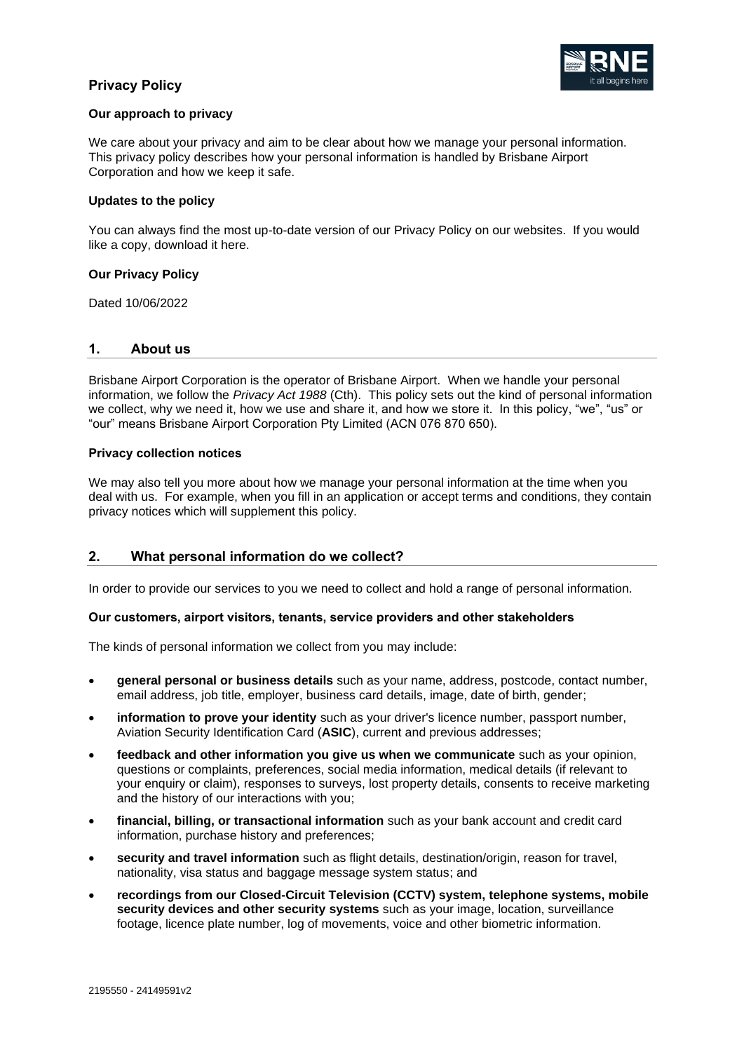# Privacy Policy

### Our approach to privacy

We care about your privacy and aim to be clear about how we manage your personal information. This privacy policy describes how your personal information is handled by Brisbane Airport Corporation and how we keep it safe.

### Updates to the policy

You can always find the most up-to-date version of our Privacy Policy on our websites. If you would like a copy, download it here.

### Our Privacy Policy

Dated 10/06/2022

## 1. About us

Brisbane Airport Corporation is the operator of Brisbane Airport. When we handle your personal information, we follow the *Privacy Act 1988* (Cth). This policy sets out the kind of personal information we collect, why we need it, how we use and share it, and how we store it. In this policy, "we", "us" or "our" means Brisbane Airport Corporation Pty Limited (ACN 076 870 650).

### Privacy collection notices

We may also tell you more about how we manage your personal information at the time when you deal with us. For example, when you fill in an application or accept terms and conditions, they contain privacy notices which will supplement this policy.

## 2. What personal information do we collect?

In order to provide our services to you we need to collect and hold a range of personal information.

### Our customers, airport visitors, tenants, service providers and other stakeholders

The kinds of personal information we collect from you may include:

- **general personal or business details** such as your name, address, postcode, contact number, email address, job title, employer, business card details, image, date of birth, gender;
- **information to prove your identity** such as your driver's licence number, passport number, Aviation Security Identification Card (**ASIC**), current and previous addresses;
- **feedback and other information you give us when we communicate** such as your opinion, questions or complaints, preferences, social media information, medical details (if relevant to your enquiry or claim), responses to surveys, lost property details, consents to receive marketing and the history of our interactions with you;
- **financial, billing, or transactional information** such as your bank account and credit card information, purchase history and preferences;
- **security and travel information** such as flight details, destination/origin, reason for travel, nationality, visa status and baggage message system status; and
- **recordings from our Closed-Circuit Television (CCTV) system, telephone systems, mobile security devices and other security systems** such as your image, location, surveillance footage, licence plate number, log of movements, voice and other biometric information.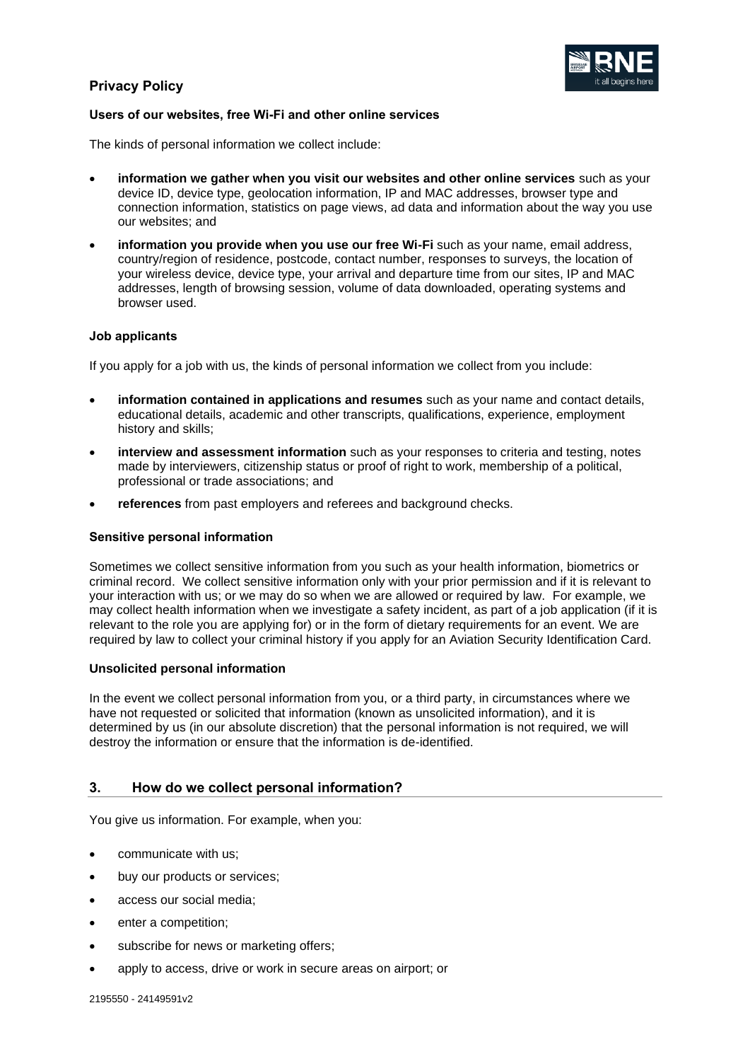### Users of our websites, free Wi-Fi and other online services

The kinds of personal information we collect include:

- **information we gather when you visit our websites and other online services** such as your device ID, device type, geolocation information, IP and MAC addresses, browser type and connection information, statistics on page views, ad data and information about the way you use our websites; and
- **information you provide when you use our free Wi-Fi** such as your name, email address, country/region of residence, postcode, contact number, responses to surveys, the location of your wireless device, device type, your arrival and departure time from our sites, IP and MAC addresses, length of browsing session, volume of data downloaded, operating systems and browser used.

### Job applicants

If you apply for a job with us, the kinds of personal information we collect from you include:

- **information contained in applications and resumes** such as your name and contact details, educational details, academic and other transcripts, qualifications, experience, employment history and skills;
- **interview and assessment information** such as your responses to criteria and testing, notes made by interviewers, citizenship status or proof of right to work, membership of a political, professional or trade associations; and
- **references** from past employers and referees and background checks.

### Sensitive personal information

Sometimes we collect sensitive information from you such as your health information, biometrics or criminal record. We collect sensitive information only with your prior permission and if it is relevant to your interaction with us; or we may do so when we are allowed or required by law. For example, we may collect health information when we investigate a safety incident, as part of a job application (if it is relevant to the role you are applying for) or in the form of dietary requirements for an event. We are required by law to collect your criminal history if you apply for an Aviation Security Identification Card.

### Unsolicited personal information

In the event we collect personal information from you, or a third party, in circumstances where we have not requested or solicited that information (known as unsolicited information), and it is determined by us (in our absolute discretion) that the personal information is not required, we will destroy the information or ensure that the information is de-identified.

## 3. How do we collect personal information?

You give us information. For example, when you:

- communicate with us;
- buy our products or services;
- access our social media;
- enter a competition;
- subscribe for news or marketing offers;
- apply to access, drive or work in secure areas on airport; or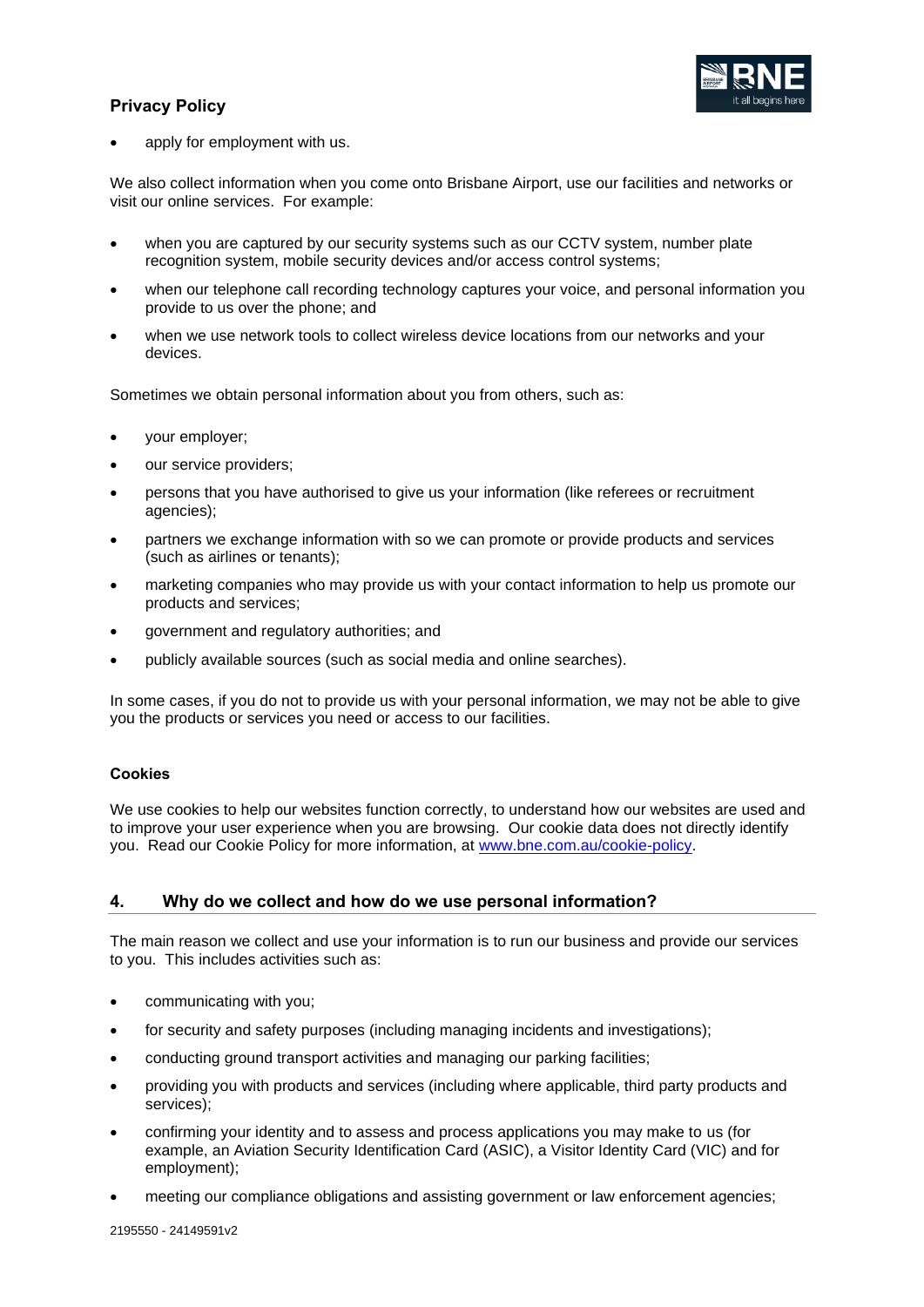- apply for employment with us.

We also collect information when you come onto Brisbane Airport, use our facilities and networks or visit our online services. For example:

- when you are captured by our security systems such as our CCTV system, number plate recognition system, mobile security devices and/or access control systems;
- when our telephone call recording technology captures your voice, and personal information you provide to us over the phone; and
- when we use network tools to collect wireless device locations from our networks and your devices.

Sometimes we obtain personal information about you from others, such as:

- your employer;
- our service providers;
- persons that you have authorised to give us your information (like referees or recruitment agencies);
- partners we exchange information with so we can promote or provide products and services (such as airlines or tenants);
- marketing companies who may provide us with your contact information to help us promote our products and services;
- government and regulatory authorities; and
- publicly available sources (such as social media and online searches).

In some cases, if you do not to provide us with your personal information, we may not be able to give you the products or services you need or access to our facilities.

### Cookies

We use cookies to help our websites function correctly, to understand how our websites are used and to improve your user experience when you are browsing. Our cookie data does not directly identify you. Read our Cookie Policy for more information, at [www.bne.com.au/cookie-policy](www.bne.com.au/cookie-policy).

## 4. Why do we collect and how do we use personal information?

The main reason we collect and use your information is to run our business and provide our services to you. This includes activities such as:

- communicating with you;
- for security and safety purposes (including managing incidents and investigations);
- conducting ground transport activities and managing our parking facilities;
- providing you with products and services (including where applicable, third party products and services);
- confirming your identity and to assess and process applications you may make to us (for example, an Aviation Security Identification Card (ASIC), a Visitor Identity Card (VIC) and for employment);
- meeting our compliance obligations and assisting government or law enforcement agencies;

2195550 - 24149591v2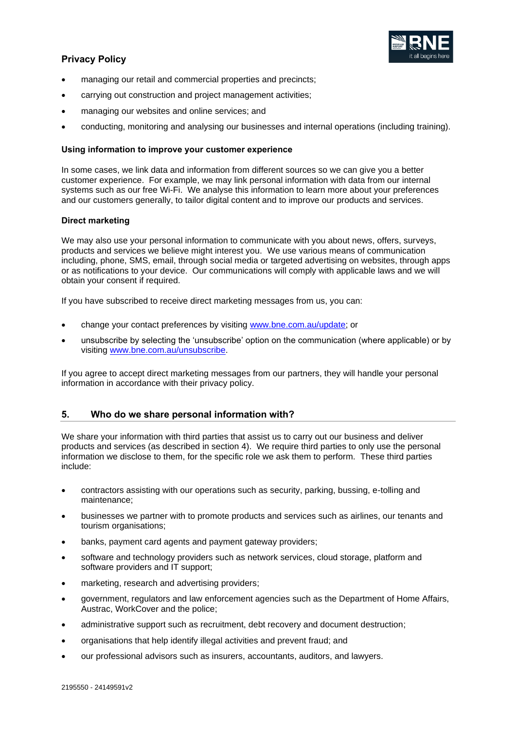- managing our retail and commercial properties and precincts;
- carrying out construction and project management activities;
- managing our websites and online services; and
- conducting, monitoring and analysing our businesses and internal operations (including training).

**Using information to improve your customer experience**

In some cases, we link data and information from different sources so we can give you a better customer experience. For example, we may link personal information with data from our internal systems such as our free Wi-Fi. We analyse this information to learn more about your preferences and our customers generally, to tailor digital content and to improve our products and services.

**Direct marketing**

We may also use your personal information to communicate with you about news, offers, surveys, products and services we believe might interest you. We use various means of communication including, phone, SMS, email, through social media or targeted advertising on websites, through apps or as notifications to your device. Our communications will comply with applicable laws and we will obtain your consent if required.

If you have subscribed to receive direct marketing messages from us, you can:

- change your contact preferences by visiting [www.bne.com.au/update](www.bne.com.au/update); or
- unsubscribe by selecting the 'unsubscribe' option on the communication (where applicable) or by visiting [www.bne.com.au/unsubscribe](www.bne.com.au/unsubscribe).

If you agree to accept direct marketing messages from our partners, they will handle your personal information in accordance with their privacy policy.

## 5. Who do we share personal information with?

We share your information with third parties that assist us to carry out our business and deliver products and services (as described in section 4). We require third parties to only use the personal information we disclose to them, for the specific role we ask them to perform. These third parties include:

- contractors assisting with our operations such as security, parking, bussing, e-tolling and maintenance;
- businesses we partner with to promote products and services such as airlines, our tenants and tourism organisations;
- banks, payment card agents and payment gateway providers;
- software and technology providers such as network services, cloud storage, platform and software providers and IT support;
- marketing, research and advertising providers;
- government, regulators and law enforcement agencies such as the Department of Home Affairs, Austrac, WorkCover and the police;
- administrative support such as recruitment, debt recovery and document destruction;
- organisations that help identify illegal activities and prevent fraud; and
- our professional advisors such as insurers, accountants, auditors, and lawyers.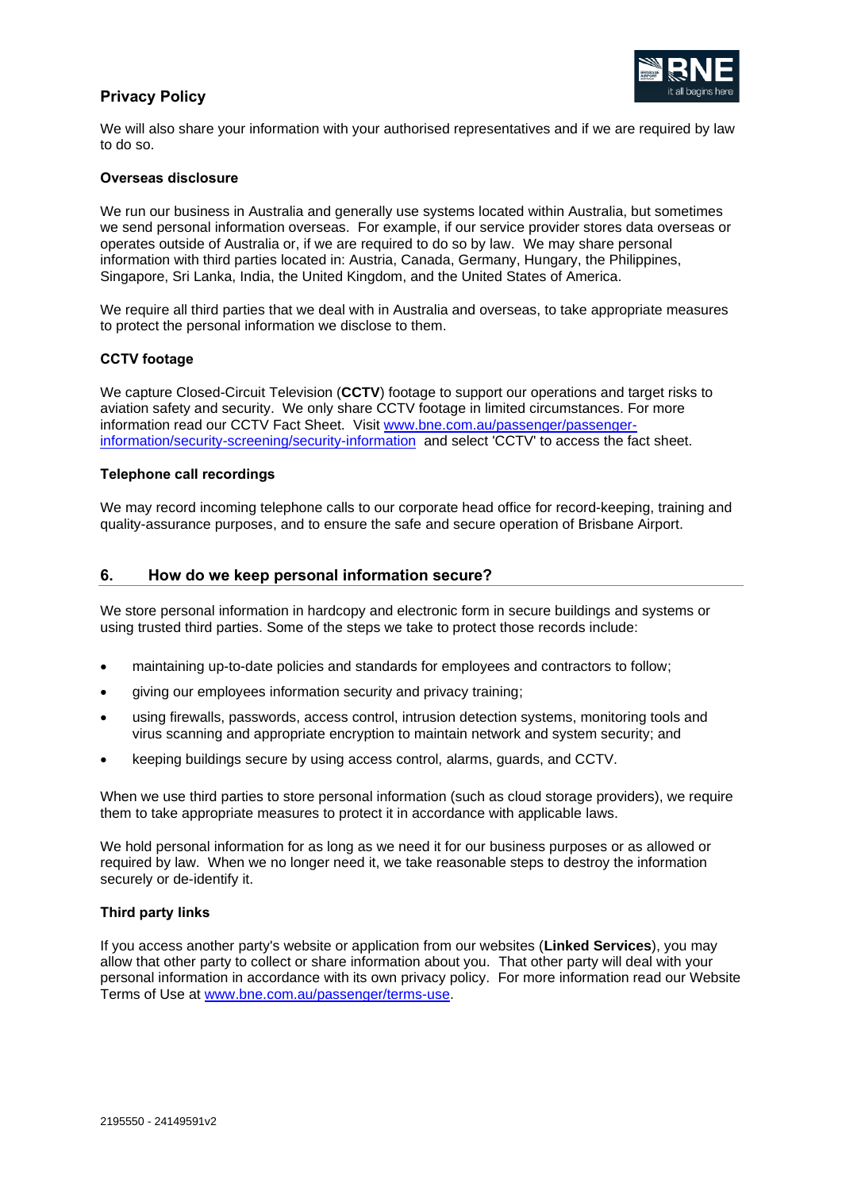We will also share your information with your authorised representatives and if we are required by law to do so.

**Overseas disclosure**

We run our business in Australia and generally use systems located within Australia, but sometimes we send personal information overseas. For example, if our service provider stores data overseas or operates outside of Australia or, if we are required to do so by law. We may share personal information with third parties located in: Austria, Canada, Germany, Hungary, the Philippines, Singapore, Sri Lanka, India, the United Kingdom, and the United States of America.

We require all third parties that we deal with in Australia and overseas, to take appropriate measures to protect the personal information we disclose to them.

**CCTV footage**

We capture Closed-Circuit Television (**CCTV**) footage to support our operations and target risks to aviation safety and security. We only share CCTV footage in limited circumstances. For more information read our CCTV Fact Sheet. Visit [www.bne.com.au/passenger/passenger-information/security-screening/security-information](www.bne.com.au/passenger/passenger-information/security-screening/security-information) and select 'CCTV' to access the fact sheet.

**Telephone call recordings**

We may record incoming telephone calls to our corporate head office for record-keeping, training and quality-assurance purposes, and to ensure the safe and secure operation of Brisbane Airport.

## 6. How do we keep personal information secure?

We store personal information in hardcopy and electronic form in secure buildings and systems or using trusted third parties. Some of the steps we take to protect those records include:

- maintaining up-to-date policies and standards for employees and contractors to follow;
- giving our employees information security and privacy training;
- using firewalls, passwords, access control, intrusion detection systems, monitoring tools and virus scanning and appropriate encryption to maintain network and system security; and
- keeping buildings secure by using access control, alarms, guards, and CCTV.

When we use third parties to store personal information (such as cloud storage providers), we require them to take appropriate measures to protect it in accordance with applicable laws.

We hold personal information for as long as we need it for our business purposes or as allowed or required by law. When we no longer need it, we take reasonable steps to destroy the information securely or de-identify it.

**Third party links**

If you access another party's website or application from our websites (**Linked Services**), you may allow that other party to collect or share information about you. That other party will deal with your personal information in accordance with its own privacy policy. For more information read our Website Terms of Use at [www.bne.com.au/passenger/terms-use](www.bne.com.au/passenger/terms-use).

2195550 - 24149591v2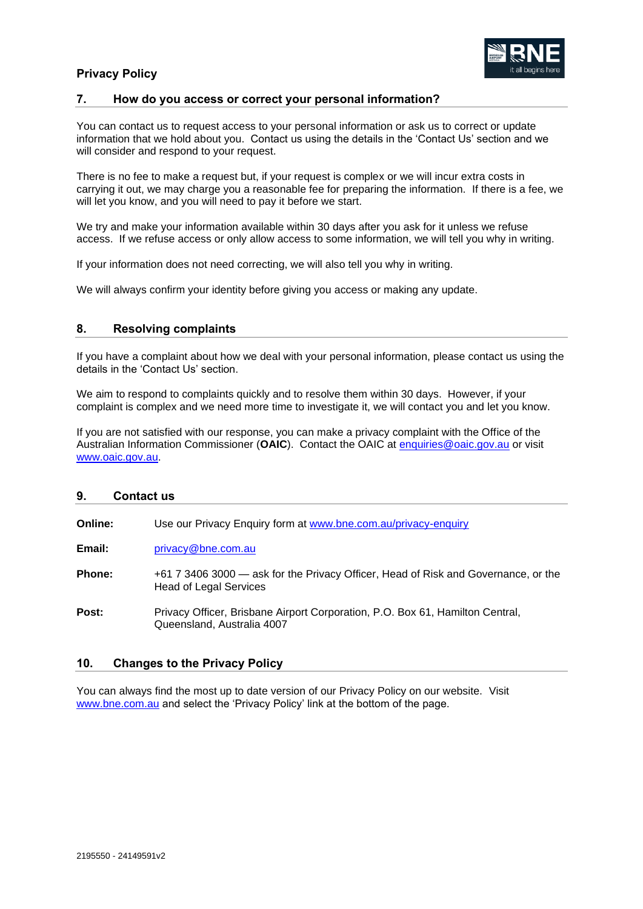## 7. How do you access or correct your personal information?

You can contact us to request access to your personal information or ask us to correct or update information that we hold about you. Contact us using the details in the 'Contact Us' section and we will consider and respond to your request.

There is no fee to make a request but, if your request is complex or we will incur extra costs in carrying it out, we may charge you a reasonable fee for preparing the information. If there is a fee, we will let you know, and you will need to pay it before we start.

We try and make your information available within 30 days after you ask for it unless we refuse access. If we refuse access or only allow access to some information, we will tell you why in writing.

If your information does not need correcting, we will also tell you why in writing.

We will always confirm your identity before giving you access or making any update.

## 8. Resolving complaints

If you have a complaint about how we deal with your personal information, please contact us using the details in the 'Contact Us' section.

We aim to respond to complaints quickly and to resolve them within 30 days. However, if your complaint is complex and we need more time to investigate it, we will contact you and let you know.

If you are not satisfied with our response, you can make a privacy complaint with the Office of the Australian Information Commissioner (**OAIC**). Contact the OAIC at enquiries@oaic.gov.au or visit www.oaic.gov.au.

## 9. Contact us

| | |
|---|---|
| **Online:** | Use our Privacy Enquiry form at www.bne.com.au/privacy-enquiry |
| **Email:** | privacy@bne.com.au |
| **Phone:** | +61 7 3406 3000 — ask for the Privacy Officer, Head of Risk and Governance, or the Head of Legal Services |
| **Post:** | Privacy Officer, Brisbane Airport Corporation, P.O. Box 61, Hamilton Central, Queensland, Australia 4007 |

## 10. Changes to the Privacy Policy

You can always find the most up to date version of our Privacy Policy on our website. Visit www.bne.com.au and select the 'Privacy Policy' link at the bottom of the page.